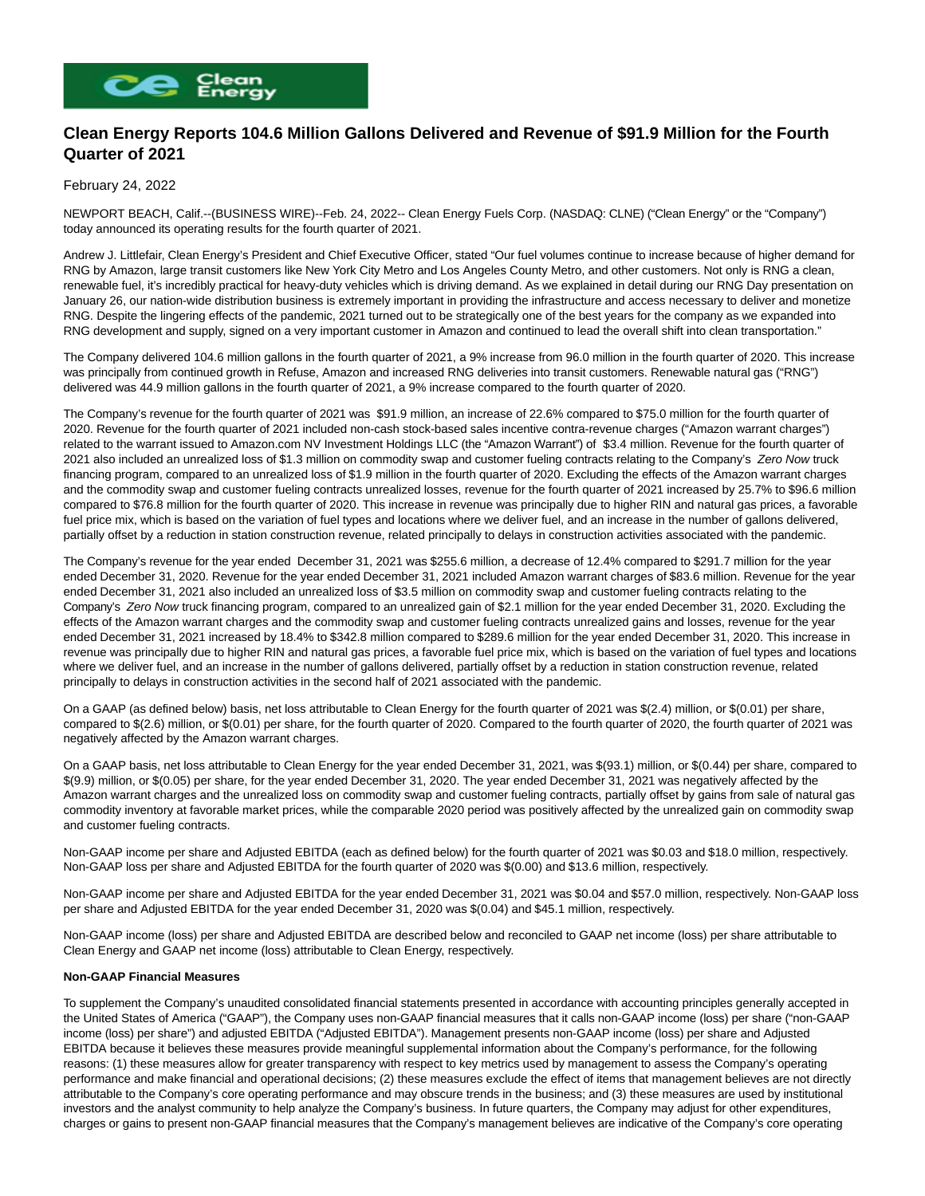# Clean Energy Reports 104.6 Million Gallons Delivered and Revenue of $91.9 Million for the Fourth Quarter of 2021

February 24, 2022

NEWPORT BEACH, Calif.--(BUSINESS WIRE)--Feb. 24, 2022-- Clean Energy Fuels Corp. (NASDAQ: CLNE) ("Clean Energy" or the "Company") today announced its operating results for the fourth quarter of 2021.

Andrew J. Littlefair, Clean Energy's President and Chief Executive Officer, stated "Our fuel volumes continue to increase because of higher demand for RNG by Amazon, large transit customers like New York City Metro and Los Angeles County Metro, and other customers. Not only is RNG a clean, renewable fuel, it's incredibly practical for heavy-duty vehicles which is driving demand. As we explained in detail during our RNG Day presentation on January 26, our nation-wide distribution business is extremely important in providing the infrastructure and access necessary to deliver and monetize RNG. Despite the lingering effects of the pandemic, 2021 turned out to be strategically one of the best years for the company as we expanded into RNG development and supply, signed on a very important customer in Amazon and continued to lead the overall shift into clean transportation."

The Company delivered 104.6 million gallons in the fourth quarter of 2021, a 9% increase from 96.0 million in the fourth quarter of 2020. This increase was principally from continued growth in Refuse, Amazon and increased RNG deliveries into transit customers. Renewable natural gas ("RNG") delivered was 44.9 million gallons in the fourth quarter of 2021, a 9% increase compared to the fourth quarter of 2020.

The Company's revenue for the fourth quarter of 2021 was $91.9 million, an increase of 22.6% compared to $75.0 million for the fourth quarter of 2020. Revenue for the fourth quarter of 2021 included non-cash stock-based sales incentive contra-revenue charges ("Amazon warrant charges") related to the warrant issued to Amazon.com NV Investment Holdings LLC (the "Amazon Warrant") of $3.4 million. Revenue for the fourth quarter of 2021 also included an unrealized loss of $1.3 million on commodity swap and customer fueling contracts relating to the Company's *Zero Now* truck financing program, compared to an unrealized loss of $1.9 million in the fourth quarter of 2020. Excluding the effects of the Amazon warrant charges and the commodity swap and customer fueling contracts unrealized losses, revenue for the fourth quarter of 2021 increased by 25.7% to $96.6 million compared to $76.8 million for the fourth quarter of 2020. This increase in revenue was principally due to higher RIN and natural gas prices, a favorable fuel price mix, which is based on the variation of fuel types and locations where we deliver fuel, and an increase in the number of gallons delivered, partially offset by a reduction in station construction revenue, related principally to delays in construction activities associated with the pandemic.

The Company's revenue for the year ended December 31, 2021 was $255.6 million, a decrease of 12.4% compared to $291.7 million for the year ended December 31, 2020. Revenue for the year ended December 31, 2021 included Amazon warrant charges of $83.6 million. Revenue for the year ended December 31, 2021 also included an unrealized loss of $3.5 million on commodity swap and customer fueling contracts relating to the Company's *Zero Now* truck financing program, compared to an unrealized gain of $2.1 million for the year ended December 31, 2020. Excluding the effects of the Amazon warrant charges and the commodity swap and customer fueling contracts unrealized gains and losses, revenue for the year ended December 31, 2021 increased by 18.4% to $342.8 million compared to $289.6 million for the year ended December 31, 2020. This increase in revenue was principally due to higher RIN and natural gas prices, a favorable fuel price mix, which is based on the variation of fuel types and locations where we deliver fuel, and an increase in the number of gallons delivered, partially offset by a reduction in station construction revenue, related principally to delays in construction activities in the second half of 2021 associated with the pandemic.

On a GAAP (as defined below) basis, net loss attributable to Clean Energy for the fourth quarter of 2021 was $(2.4) million, or $(0.01) per share, compared to $(2.6) million, or $(0.01) per share, for the fourth quarter of 2020. Compared to the fourth quarter of 2020, the fourth quarter of 2021 was negatively affected by the Amazon warrant charges.

On a GAAP basis, net loss attributable to Clean Energy for the year ended December 31, 2021, was $(93.1) million, or $(0.44) per share, compared to $(9.9) million, or $(0.05) per share, for the year ended December 31, 2020. The year ended December 31, 2021 was negatively affected by the Amazon warrant charges and the unrealized loss on commodity swap and customer fueling contracts, partially offset by gains from sale of natural gas commodity inventory at favorable market prices, while the comparable 2020 period was positively affected by the unrealized gain on commodity swap and customer fueling contracts.

Non-GAAP income per share and Adjusted EBITDA (each as defined below) for the fourth quarter of 2021 was $0.03 and $18.0 million, respectively. Non-GAAP loss per share and Adjusted EBITDA for the fourth quarter of 2020 was $(0.00) and $13.6 million, respectively.

Non-GAAP income per share and Adjusted EBITDA for the year ended December 31, 2021 was $0.04 and $57.0 million, respectively. Non-GAAP loss per share and Adjusted EBITDA for the year ended December 31, 2020 was $(0.04) and $45.1 million, respectively.

Non-GAAP income (loss) per share and Adjusted EBITDA are described below and reconciled to GAAP net income (loss) per share attributable to Clean Energy and GAAP net income (loss) attributable to Clean Energy, respectively.

**Non-GAAP Financial Measures**

To supplement the Company's unaudited consolidated financial statements presented in accordance with accounting principles generally accepted in the United States of America ("GAAP"), the Company uses non-GAAP financial measures that it calls non-GAAP income (loss) per share ("non-GAAP income (loss) per share") and adjusted EBITDA ("Adjusted EBITDA"). Management presents non-GAAP income (loss) per share and Adjusted EBITDA because it believes these measures provide meaningful supplemental information about the Company's performance, for the following reasons: (1) these measures allow for greater transparency with respect to key metrics used by management to assess the Company's operating performance and make financial and operational decisions; (2) these measures exclude the effect of items that management believes are not directly attributable to the Company's core operating performance and may obscure trends in the business; and (3) these measures are used by institutional investors and the analyst community to help analyze the Company's business. In future quarters, the Company may adjust for other expenditures, charges or gains to present non-GAAP financial measures that the Company's management believes are indicative of the Company's core operating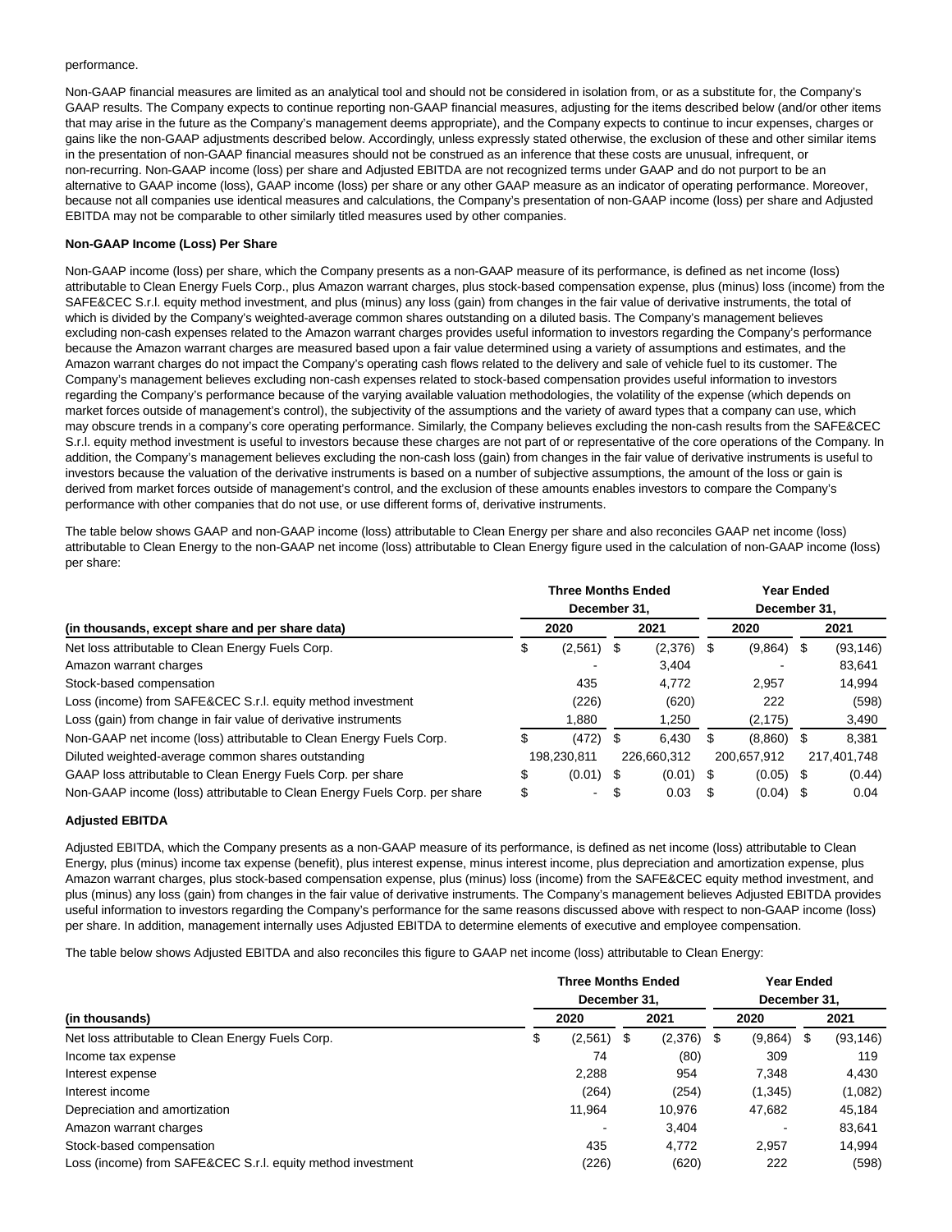performance.

Non-GAAP financial measures are limited as an analytical tool and should not be considered in isolation from, or as a substitute for, the Company's GAAP results. The Company expects to continue reporting non-GAAP financial measures, adjusting for the items described below (and/or other items that may arise in the future as the Company's management deems appropriate), and the Company expects to continue to incur expenses, charges or gains like the non-GAAP adjustments described below. Accordingly, unless expressly stated otherwise, the exclusion of these and other similar items in the presentation of non-GAAP financial measures should not be construed as an inference that these costs are unusual, infrequent, or non-recurring. Non-GAAP income (loss) per share and Adjusted EBITDA are not recognized terms under GAAP and do not purport to be an alternative to GAAP income (loss), GAAP income (loss) per share or any other GAAP measure as an indicator of operating performance. Moreover, because not all companies use identical measures and calculations, the Company's presentation of non-GAAP income (loss) per share and Adjusted EBITDA may not be comparable to other similarly titled measures used by other companies.

**Non-GAAP Income (Loss) Per Share**

Non-GAAP income (loss) per share, which the Company presents as a non-GAAP measure of its performance, is defined as net income (loss) attributable to Clean Energy Fuels Corp., plus Amazon warrant charges, plus stock-based compensation expense, plus (minus) loss (income) from the SAFE&CEC S.r.l. equity method investment, and plus (minus) any loss (gain) from changes in the fair value of derivative instruments, the total of which is divided by the Company's weighted-average common shares outstanding on a diluted basis. The Company's management believes excluding non-cash expenses related to the Amazon warrant charges provides useful information to investors regarding the Company's performance because the Amazon warrant charges are measured based upon a fair value determined using a variety of assumptions and estimates, and the Amazon warrant charges do not impact the Company's operating cash flows related to the delivery and sale of vehicle fuel to its customer. The Company's management believes excluding non-cash expenses related to stock-based compensation provides useful information to investors regarding the Company's performance because of the varying available valuation methodologies, the volatility of the expense (which depends on market forces outside of management's control), the subjectivity of the assumptions and the variety of award types that a company can use, which may obscure trends in a company's core operating performance. Similarly, the Company believes excluding the non-cash results from the SAFE&CEC S.r.l. equity method investment is useful to investors because these charges are not part of or representative of the core operations of the Company. In addition, the Company's management believes excluding the non-cash loss (gain) from changes in the fair value of derivative instruments is useful to investors because the valuation of the derivative instruments is based on a number of subjective assumptions, the amount of the loss or gain is derived from market forces outside of management's control, and the exclusion of these amounts enables investors to compare the Company's performance with other companies that do not use, or use different forms of, derivative instruments.

The table below shows GAAP and non-GAAP income (loss) attributable to Clean Energy per share and also reconciles GAAP net income (loss) attributable to Clean Energy to the non-GAAP net income (loss) attributable to Clean Energy figure used in the calculation of non-GAAP income (loss) per share:

| | Three Months Ended December 31, | | Year Ended December 31, | |
|---|---|---|---|---|
| (in thousands, except share and per share data) | 2020 | 2021 | 2020 | 2021 |
| Net loss attributable to Clean Energy Fuels Corp. | $ (2,561) | $ (2,376) | $ (9,864) | $ (93,146) |
| Amazon warrant charges | - | 3,404 | - | 83,641 |
| Stock-based compensation | 435 | 4,772 | 2,957 | 14,994 |
| Loss (income) from SAFE&CEC S.r.l. equity method investment | (226) | (620) | 222 | (598) |
| Loss (gain) from change in fair value of derivative instruments | 1,880 | 1,250 | (2,175) | 3,490 |
| Non-GAAP net income (loss) attributable to Clean Energy Fuels Corp. | $ (472) | $ 6,430 | $ (8,860) | $ 8,381 |
| Diluted weighted-average common shares outstanding | 198,230,811 | 226,660,312 | 200,657,912 | 217,401,748 |
| GAAP loss attributable to Clean Energy Fuels Corp. per share | $ (0.01) | $ (0.01) | $ (0.05) | $ (0.44) |
| Non-GAAP income (loss) attributable to Clean Energy Fuels Corp. per share | $ - | $ 0.03 | $ (0.04) | $ 0.04 |

**Adjusted EBITDA**

Adjusted EBITDA, which the Company presents as a non-GAAP measure of its performance, is defined as net income (loss) attributable to Clean Energy, plus (minus) income tax expense (benefit), plus interest expense, minus interest income, plus depreciation and amortization expense, plus Amazon warrant charges, plus stock-based compensation expense, plus (minus) loss (income) from the SAFE&CEC equity method investment, and plus (minus) any loss (gain) from changes in the fair value of derivative instruments. The Company's management believes Adjusted EBITDA provides useful information to investors regarding the Company's performance for the same reasons discussed above with respect to non-GAAP income (loss) per share. In addition, management internally uses Adjusted EBITDA to determine elements of executive and employee compensation.

The table below shows Adjusted EBITDA and also reconciles this figure to GAAP net income (loss) attributable to Clean Energy:

| | Three Months Ended December 31, | | Year Ended December 31, | |
|---|---|---|---|---|
| (in thousands) | 2020 | 2021 | 2020 | 2021 |
| Net loss attributable to Clean Energy Fuels Corp. | $ (2,561) | $ (2,376) | $ (9,864) | $ (93,146) |
| Income tax expense | 74 | (80) | 309 | 119 |
| Interest expense | 2,288 | 954 | 7,348 | 4,430 |
| Interest income | (264) | (254) | (1,345) | (1,082) |
| Depreciation and amortization | 11,964 | 10,976 | 47,682 | 45,184 |
| Amazon warrant charges | - | 3,404 | - | 83,641 |
| Stock-based compensation | 435 | 4,772 | 2,957 | 14,994 |
| Loss (income) from SAFE&CEC S.r.l. equity method investment | (226) | (620) | 222 | (598) |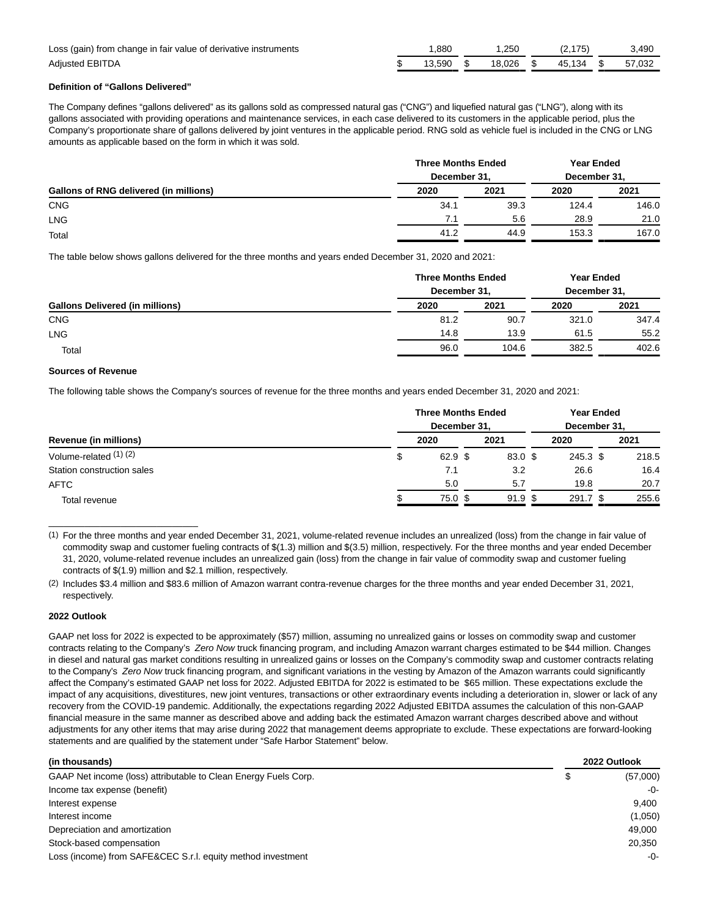| | | | | |
|---|---|---|---|---|
| Loss (gain) from change in fair value of derivative instruments | 1,880 | 1,250 | (2,175) | 3,490 |
| Adjusted EBITDA | $ 13,590 | $ 18,026 | $ 45,134 | $ 57,032 |

**Definition of "Gallons Delivered"**

The Company defines "gallons delivered" as its gallons sold as compressed natural gas ("CNG") and liquefied natural gas ("LNG"), along with its gallons associated with providing operations and maintenance services, in each case delivered to its customers in the applicable period, plus the Company's proportionate share of gallons delivered by joint ventures in the applicable period. RNG sold as vehicle fuel is included in the CNG or LNG amounts as applicable based on the form in which it was sold.

| | Three Months Ended December 31, | | Year Ended December 31, | |
|---|---|---|---|---|
| **Gallons of RNG delivered (in millions)** | **2020** | **2021** | **2020** | **2021** |
| CNG | 34.1 | 39.3 | 124.4 | 146.0 |
| LNG | 7.1 | 5.6 | 28.9 | 21.0 |
| Total | 41.2 | 44.9 | 153.3 | 167.0 |

The table below shows gallons delivered for the three months and years ended December 31, 2020 and 2021:

| | Three Months Ended December 31, | | Year Ended December 31, | |
|---|---|---|---|---|
| **Gallons Delivered (in millions)** | **2020** | **2021** | **2020** | **2021** |
| CNG | 81.2 | 90.7 | 321.0 | 347.4 |
| LNG | 14.8 | 13.9 | 61.5 | 55.2 |
| Total | 96.0 | 104.6 | 382.5 | 402.6 |

**Sources of Revenue**

The following table shows the Company's sources of revenue for the three months and years ended December 31, 2020 and 2021:

| | Three Months Ended December 31, | | Year Ended December 31, | |
|---|---|---|---|---|
| **Revenue (in millions)** | **2020** | **2021** | **2020** | **2021** |
| Volume-related (1) (2) | $ 62.9 | $ 83.0 | $ 245.3 | $ 218.5 |
| Station construction sales | 7.1 | 3.2 | 26.6 | 16.4 |
| AFTC | 5.0 | 5.7 | 19.8 | 20.7 |
| Total revenue | $ 75.0 | $ 91.9 | $ 291.7 | $ 255.6 |

(1) For the three months and year ended December 31, 2021, volume-related revenue includes an unrealized (loss) from the change in fair value of commodity swap and customer fueling contracts of $(1.3) million and $(3.5) million, respectively. For the three months and year ended December 31, 2020, volume-related revenue includes an unrealized gain (loss) from the change in fair value of commodity swap and customer fueling contracts of $(1.9) million and $2.1 million, respectively.

(2) Includes $3.4 million and $83.6 million of Amazon warrant contra-revenue charges for the three months and year ended December 31, 2021, respectively.

**2022 Outlook**

GAAP net loss for 2022 is expected to be approximately ($57) million, assuming no unrealized gains or losses on commodity swap and customer contracts relating to the Company's *Zero Now* truck financing program, and including Amazon warrant charges estimated to be $44 million. Changes in diesel and natural gas market conditions resulting in unrealized gains or losses on the Company's commodity swap and customer contracts relating to the Company's *Zero Now* truck financing program, and significant variations in the vesting by Amazon of the Amazon warrants could significantly affect the Company's estimated GAAP net loss for 2022. Adjusted EBITDA for 2022 is estimated to be $65 million. These expectations exclude the impact of any acquisitions, divestitures, new joint ventures, transactions or other extraordinary events including a deterioration in, slower or lack of any recovery from the COVID-19 pandemic. Additionally, the expectations regarding 2022 Adjusted EBITDA assumes the calculation of this non-GAAP financial measure in the same manner as described above and adding back the estimated Amazon warrant charges described above and without adjustments for any other items that may arise during 2022 that management deems appropriate to exclude. These expectations are forward-looking statements and are qualified by the statement under "Safe Harbor Statement" below.

| **(in thousands)** | **2022 Outlook** |
|---|---|
| GAAP Net income (loss) attributable to Clean Energy Fuels Corp. | $ (57,000) |
| Income tax expense (benefit) | -0- |
| Interest expense | 9,400 |
| Interest income | (1,050) |
| Depreciation and amortization | 49,000 |
| Stock-based compensation | 20,350 |
| Loss (income) from SAFE&CEC S.r.l. equity method investment | -0- |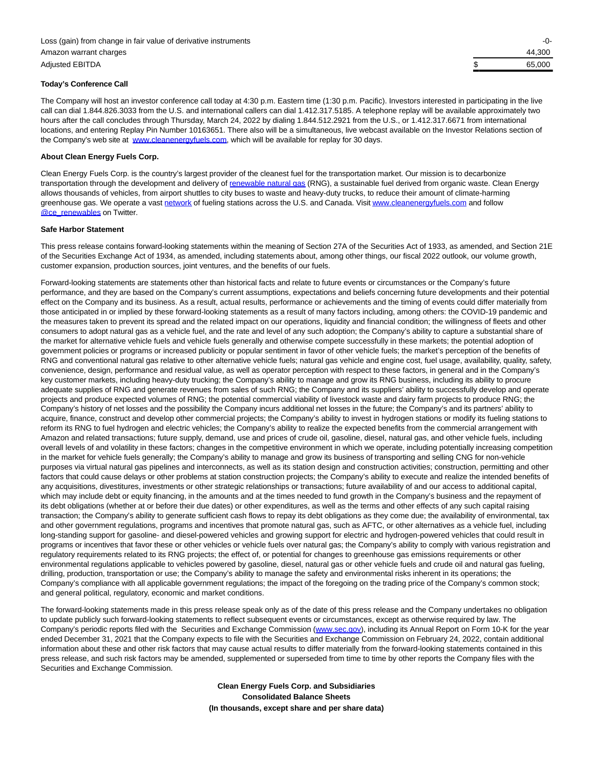| | | |
|---|---|---|
| Loss (gain) from change in fair value of derivative instruments | | -0- |
| Amazon warrant charges | | 44,300 |
| Adjusted EBITDA | $ | 65,000 |

**Today's Conference Call**

The Company will host an investor conference call today at 4:30 p.m. Eastern time (1:30 p.m. Pacific). Investors interested in participating in the live call can dial 1.844.826.3033 from the U.S. and international callers can dial 1.412.317.5185. A telephone replay will be available approximately two hours after the call concludes through Thursday, March 24, 2022 by dialing 1.844.512.2921 from the U.S., or 1.412.317.6671 from international locations, and entering Replay Pin Number 10163651. There also will be a simultaneous, live webcast available on the Investor Relations section of the Company's web site at [www.cleanenergyfuels.com](www.cleanenergyfuels.com), which will be available for replay for 30 days.

**About Clean Energy Fuels Corp.**

Clean Energy Fuels Corp. is the country's largest provider of the cleanest fuel for the transportation market. Our mission is to decarbonize transportation through the development and delivery of renewable natural gas (RNG), a sustainable fuel derived from organic waste. Clean Energy allows thousands of vehicles, from airport shuttles to city buses to waste and heavy-duty trucks, to reduce their amount of climate-harming greenhouse gas. We operate a vast network of fueling stations across the U.S. and Canada. Visit www.cleanenergyfuels.com and follow @ce_renewables on Twitter.

**Safe Harbor Statement**

This press release contains forward-looking statements within the meaning of Section 27A of the Securities Act of 1933, as amended, and Section 21E of the Securities Exchange Act of 1934, as amended, including statements about, among other things, our fiscal 2022 outlook, our volume growth, customer expansion, production sources, joint ventures, and the benefits of our fuels.

Forward-looking statements are statements other than historical facts and relate to future events or circumstances or the Company's future performance, and they are based on the Company's current assumptions, expectations and beliefs concerning future developments and their potential effect on the Company and its business. As a result, actual results, performance or achievements and the timing of events could differ materially from those anticipated in or implied by these forward-looking statements as a result of many factors including, among others: the COVID-19 pandemic and the measures taken to prevent its spread and the related impact on our operations, liquidity and financial condition; the willingness of fleets and other consumers to adopt natural gas as a vehicle fuel, and the rate and level of any such adoption; the Company's ability to capture a substantial share of the market for alternative vehicle fuels and vehicle fuels generally and otherwise compete successfully in these markets; the potential adoption of government policies or programs or increased publicity or popular sentiment in favor of other vehicle fuels; the market's perception of the benefits of RNG and conventional natural gas relative to other alternative vehicle fuels; natural gas vehicle and engine cost, fuel usage, availability, quality, safety, convenience, design, performance and residual value, as well as operator perception with respect to these factors, in general and in the Company's key customer markets, including heavy-duty trucking; the Company's ability to manage and grow its RNG business, including its ability to procure adequate supplies of RNG and generate revenues from sales of such RNG; the Company and its suppliers' ability to successfully develop and operate projects and produce expected volumes of RNG; the potential commercial viability of livestock waste and dairy farm projects to produce RNG; the Company's history of net losses and the possibility the Company incurs additional net losses in the future; the Company's and its partners' ability to acquire, finance, construct and develop other commercial projects; the Company's ability to invest in hydrogen stations or modify its fueling stations to reform its RNG to fuel hydrogen and electric vehicles; the Company's ability to realize the expected benefits from the commercial arrangement with Amazon and related transactions; future supply, demand, use and prices of crude oil, gasoline, diesel, natural gas, and other vehicle fuels, including overall levels of and volatility in these factors; changes in the competitive environment in which we operate, including potentially increasing competition in the market for vehicle fuels generally; the Company's ability to manage and grow its business of transporting and selling CNG for non-vehicle purposes via virtual natural gas pipelines and interconnects, as well as its station design and construction activities; construction, permitting and other factors that could cause delays or other problems at station construction projects; the Company's ability to execute and realize the intended benefits of any acquisitions, divestitures, investments or other strategic relationships or transactions; future availability of and our access to additional capital, which may include debt or equity financing, in the amounts and at the times needed to fund growth in the Company's business and the repayment of its debt obligations (whether at or before their due dates) or other expenditures, as well as the terms and other effects of any such capital raising transaction; the Company's ability to generate sufficient cash flows to repay its debt obligations as they come due; the availability of environmental, tax and other government regulations, programs and incentives that promote natural gas, such as AFTC, or other alternatives as a vehicle fuel, including long-standing support for gasoline- and diesel-powered vehicles and growing support for electric and hydrogen-powered vehicles that could result in programs or incentives that favor these or other vehicles or vehicle fuels over natural gas; the Company's ability to comply with various registration and regulatory requirements related to its RNG projects; the effect of, or potential for changes to greenhouse gas emissions requirements or other environmental regulations applicable to vehicles powered by gasoline, diesel, natural gas or other vehicle fuels and crude oil and natural gas fueling, drilling, production, transportation or use; the Company's ability to manage the safety and environmental risks inherent in its operations; the Company's compliance with all applicable government regulations; the impact of the foregoing on the trading price of the Company's common stock; and general political, regulatory, economic and market conditions.

The forward-looking statements made in this press release speak only as of the date of this press release and the Company undertakes no obligation to update publicly such forward-looking statements to reflect subsequent events or circumstances, except as otherwise required by law. The Company's periodic reports filed with the Securities and Exchange Commission (www.sec.gov), including its Annual Report on Form 10-K for the year ended December 31, 2021 that the Company expects to file with the Securities and Exchange Commission on February 24, 2022, contain additional information about these and other risk factors that may cause actual results to differ materially from the forward-looking statements contained in this press release, and such risk factors may be amended, supplemented or superseded from time to time by other reports the Company files with the Securities and Exchange Commission.

**Clean Energy Fuels Corp. and Subsidiaries**
**Consolidated Balance Sheets**
**(In thousands, except share and per share data)**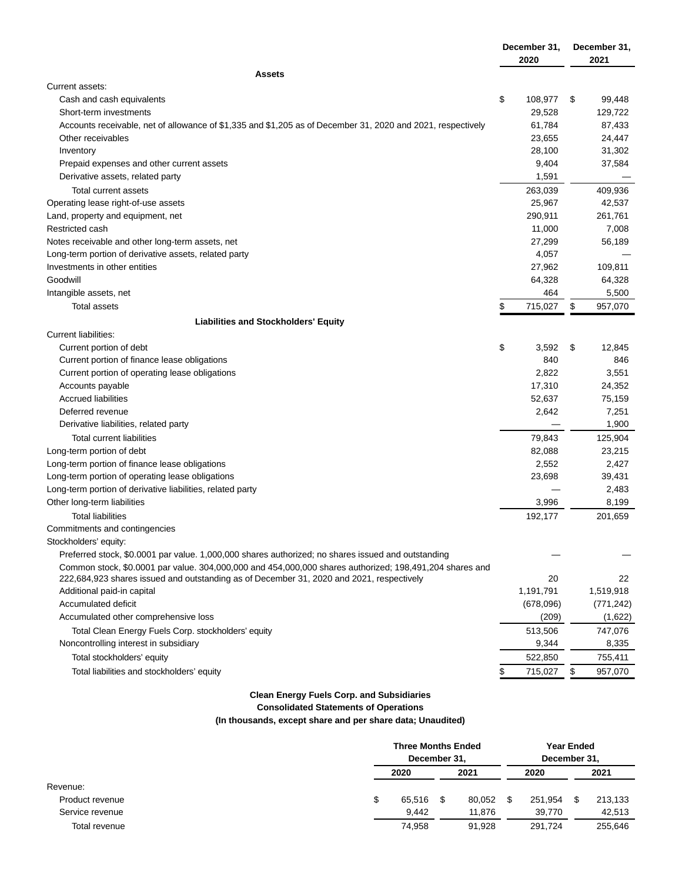| | December 31, 2020 | December 31, 2021 |
|---|---|---|
| **Assets** | | |
| Current assets: | | |
| Cash and cash equivalents | $ 108,977 | $ 99,448 |
| Short-term investments | 29,528 | 129,722 |
| Accounts receivable, net of allowance of $1,335 and $1,205 as of December 31, 2020 and 2021, respectively | 61,784 | 87,433 |
| Other receivables | 23,655 | 24,447 |
| Inventory | 28,100 | 31,302 |
| Prepaid expenses and other current assets | 9,404 | 37,584 |
| Derivative assets, related party | 1,591 | — |
| Total current assets | 263,039 | 409,936 |
| Operating lease right-of-use assets | 25,967 | 42,537 |
| Land, property and equipment, net | 290,911 | 261,761 |
| Restricted cash | 11,000 | 7,008 |
| Notes receivable and other long-term assets, net | 27,299 | 56,189 |
| Long-term portion of derivative assets, related party | 4,057 | — |
| Investments in other entities | 27,962 | 109,811 |
| Goodwill | 64,328 | 64,328 |
| Intangible assets, net | 464 | 5,500 |
| Total assets | $ 715,027 | $ 957,070 |
| **Liabilities and Stockholders' Equity** | | |
| Current liabilities: | | |
| Current portion of debt | $ 3,592 | $ 12,845 |
| Current portion of finance lease obligations | 840 | 846 |
| Current portion of operating lease obligations | 2,822 | 3,551 |
| Accounts payable | 17,310 | 24,352 |
| Accrued liabilities | 52,637 | 75,159 |
| Deferred revenue | 2,642 | 7,251 |
| Derivative liabilities, related party | — | 1,900 |
| Total current liabilities | 79,843 | 125,904 |
| Long-term portion of debt | 82,088 | 23,215 |
| Long-term portion of finance lease obligations | 2,552 | 2,427 |
| Long-term portion of operating lease obligations | 23,698 | 39,431 |
| Long-term portion of derivative liabilities, related party | — | 2,483 |
| Other long-term liabilities | 3,996 | 8,199 |
| Total liabilities | 192,177 | 201,659 |
| Commitments and contingencies | | |
| Stockholders' equity: | | |
| Preferred stock, $0.0001 par value. 1,000,000 shares authorized; no shares issued and outstanding | — | — |
| Common stock, $0.0001 par value. 304,000,000 and 454,000,000 shares authorized; 198,491,204 shares and 222,684,923 shares issued and outstanding as of December 31, 2020 and 2021, respectively | 20 | 22 |
| Additional paid-in capital | 1,191,791 | 1,519,918 |
| Accumulated deficit | (678,096) | (771,242) |
| Accumulated other comprehensive loss | (209) | (1,622) |
| Total Clean Energy Fuels Corp. stockholders' equity | 513,506 | 747,076 |
| Noncontrolling interest in subsidiary | 9,344 | 8,335 |
| Total stockholders' equity | 522,850 | 755,411 |
| Total liabilities and stockholders' equity | $ 715,027 | $ 957,070 |

**Clean Energy Fuels Corp. and Subsidiaries**
**Consolidated Statements of Operations**
**(In thousands, except share and per share data; Unaudited)**

| | Three Months Ended December 31, | | Year Ended December 31, | |
|---|---|---|---|---|
| | 2020 | 2021 | 2020 | 2021 |
| Revenue: | | | | |
| Product revenue | $ 65,516 | $ 80,052 | $ 251,954 | $ 213,133 |
| Service revenue | 9,442 | 11,876 | 39,770 | 42,513 |
| Total revenue | 74,958 | 91,928 | 291,724 | 255,646 |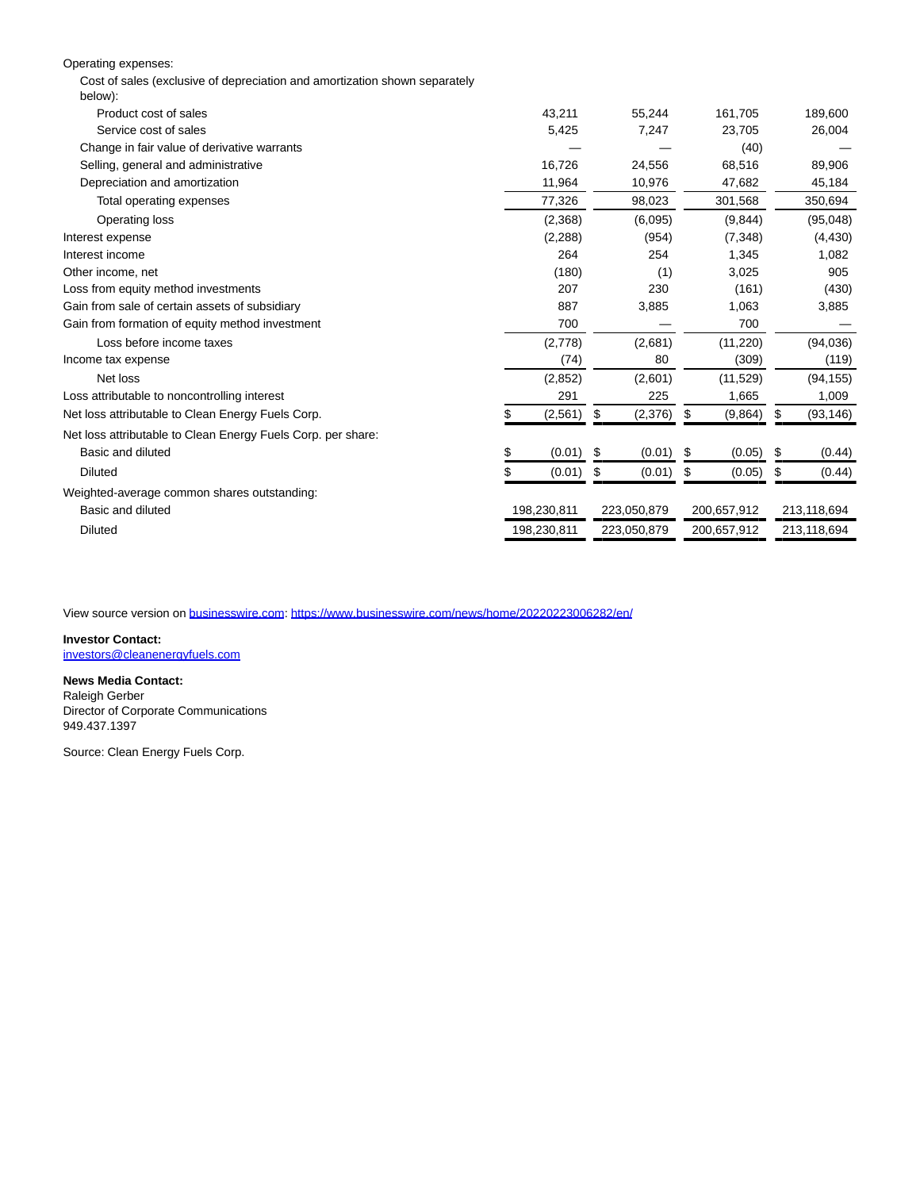| | | | | |
|---|---|---|---|---|
| Operating expenses: | | | | |
| Cost of sales (exclusive of depreciation and amortization shown separately below): | | | | |
| Product cost of sales | 43,211 | 55,244 | 161,705 | 189,600 |
| Service cost of sales | 5,425 | 7,247 | 23,705 | 26,004 |
| Change in fair value of derivative warrants | — | — | (40) | — |
| Selling, general and administrative | 16,726 | 24,556 | 68,516 | 89,906 |
| Depreciation and amortization | 11,964 | 10,976 | 47,682 | 45,184 |
| Total operating expenses | 77,326 | 98,023 | 301,568 | 350,694 |
| Operating loss | (2,368) | (6,095) | (9,844) | (95,048) |
| Interest expense | (2,288) | (954) | (7,348) | (4,430) |
| Interest income | 264 | 254 | 1,345 | 1,082 |
| Other income, net | (180) | (1) | 3,025 | 905 |
| Loss from equity method investments | 207 | 230 | (161) | (430) |
| Gain from sale of certain assets of subsidiary | 887 | 3,885 | 1,063 | 3,885 |
| Gain from formation of equity method investment | 700 | — | 700 | — |
| Loss before income taxes | (2,778) | (2,681) | (11,220) | (94,036) |
| Income tax expense | (74) | 80 | (309) | (119) |
| Net loss | (2,852) | (2,601) | (11,529) | (94,155) |
| Loss attributable to noncontrolling interest | 291 | 225 | 1,665 | 1,009 |
| Net loss attributable to Clean Energy Fuels Corp. | $ (2,561) | $ (2,376) | $ (9,864) | $ (93,146) |
| Net loss attributable to Clean Energy Fuels Corp. per share: | | | | |
| Basic and diluted | $ (0.01) | $ (0.01) | $ (0.05) | $ (0.44) |
| Diluted | $ (0.01) | $ (0.01) | $ (0.05) | $ (0.44) |
| Weighted-average common shares outstanding: | | | | |
| Basic and diluted | 198,230,811 | 223,050,879 | 200,657,912 | 213,118,694 |
| Diluted | 198,230,811 | 223,050,879 | 200,657,912 | 213,118,694 |

View source version on businesswire.com: https://www.businesswire.com/news/home/20220223006282/en/

**Investor Contact:**
investors@cleanenergyfuels.com

**News Media Contact:**
Raleigh Gerber
Director of Corporate Communications
949.437.1397

Source: Clean Energy Fuels Corp.